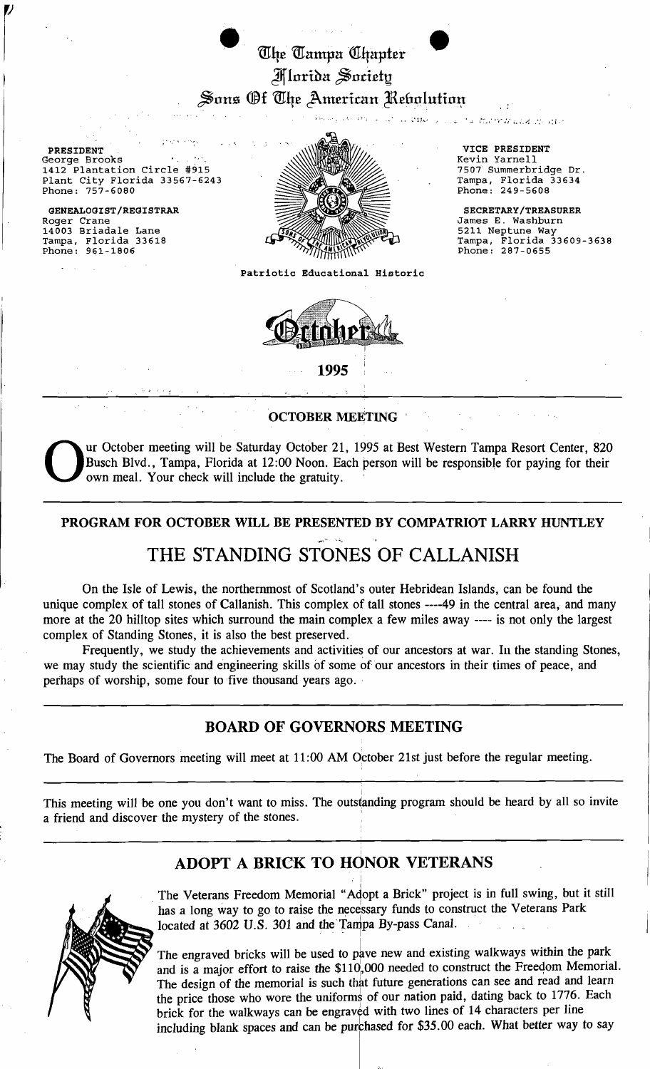# The Tampa Chapter
## Florida Society
## Sons Of The American Revolution

**PRESIDENT**
George Brooks
1412 Plantation Circle #915
Plant City Florida 33567-6243
Phone: 757-6080

**GENEALOGIST/REGISTRAR**
Roger Crane
14003 Briadale Lane
Tampa, Florida 33618
Phone: 961-1806

**VICE PRESIDENT**
Kevin Yarnell
7507 Summerbridge Dr.
Tampa, Florida 33634
Phone: 249-5608

**SECRETARY/TREASURER**
James E. Washburn
5211 Neptune Way
Tampa, Florida 33609-3638
Phone: 287-0655

Patriotic Educational Historic

October

1995

## OCTOBER MEETING

Our October meeting will be Saturday October 21, 1995 at Best Western Tampa Resort Center, 820 Busch Blvd., Tampa, Florida at 12:00 Noon. Each person will be responsible for paying for their own meal. Your check will include the gratuity.

**PROGRAM FOR OCTOBER WILL BE PRESENTED BY COMPATRIOT LARRY HUNTLEY**

# THE STANDING STONES OF CALLANISH

On the Isle of Lewis, the northernmost of Scotland's outer Hebridean Islands, can be found the unique complex of tall stones of Callanish. This complex of tall stones ----49 in the central area, and many more at the 20 hilltop sites which surround the main complex a few miles away ---- is not only the largest complex of Standing Stones, it is also the best preserved.

Frequently, we study the achievements and activities of our ancestors at war. In the standing Stones, we may study the scientific and engineering skills of some of our ancestors in their times of peace, and perhaps of worship, some four to five thousand years ago.

## BOARD OF GOVERNORS MEETING

The Board of Governors meeting will meet at 11:00 AM October 21st just before the regular meeting.

This meeting will be one you don't want to miss. The outstanding program should be heard by all so invite a friend and discover the mystery of the stones.

## ADOPT A BRICK TO HONOR VETERANS

The Veterans Freedom Memorial "Adopt a Brick" project is in full swing, but it still has a long way to go to raise the necessary funds to construct the Veterans Park located at 3602 U.S. 301 and the Tampa By-pass Canal.

The engraved bricks will be used to pave new and existing walkways within the park and is a major effort to raise the $110,000 needed to construct the Freedom Memorial. The design of the memorial is such that future generations can see and read and learn the price those who wore the uniforms of our nation paid, dating back to 1776. Each brick for the walkways can be engraved with two lines of 14 characters per line including blank spaces and can be purchased for $35.00 each. What better way to say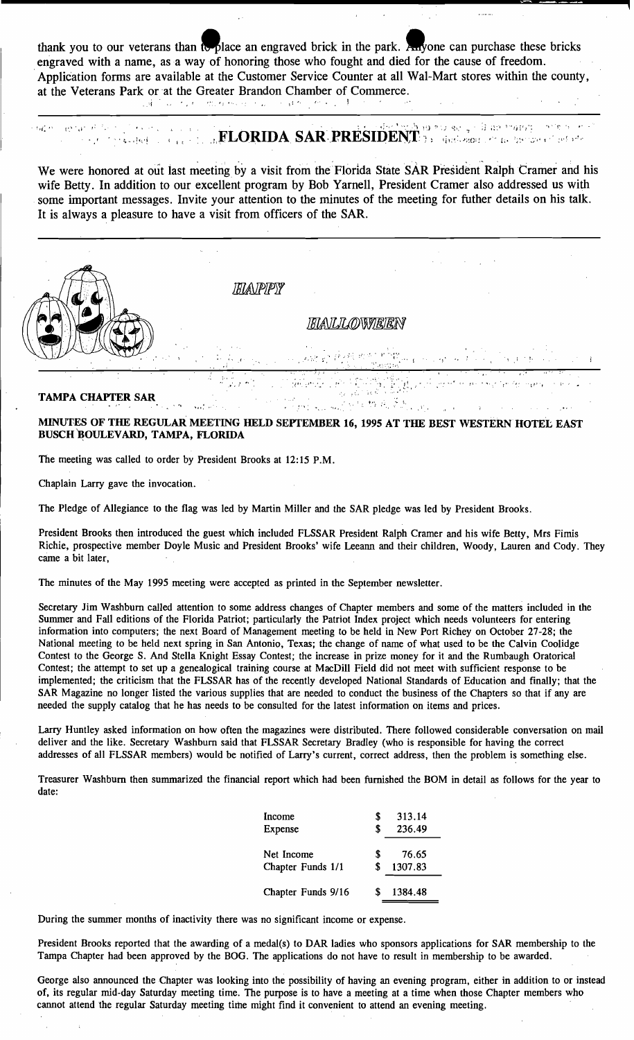thank you to our veterans than to place an engraved brick in the park. Anyone can purchase these bricks engraved with a name, as a way of honoring those who fought and died for the cause of freedom. Application forms are available at the Customer Service Counter at all Wal-Mart stores within the county, at the Veterans Park or at the Greater Brandon Chamber of Commerce.

## FLORIDA SAR PRESIDENT

We were honored at out last meeting by a visit from the Florida State SAR President Ralph Cramer and his wife Betty. In addition to our excellent program by Bob Yarnell, President Cramer also addressed us with some important messages. Invite your attention to the minutes of the meeting for futher details on his talk. It is always a pleasure to have a visit from officers of the SAR.

*HAPPY*

*HALLOWEEN*

**TAMPA CHAPTER SAR**

**MINUTES OF THE REGULAR MEETING HELD SEPTEMBER 16, 1995 AT THE BEST WESTERN HOTEL EAST BUSCH BOULEVARD, TAMPA, FLORIDA**

The meeting was called to order by President Brooks at 12:15 P.M.

Chaplain Larry gave the invocation.

The Pledge of Allegiance to the flag was led by Martin Miller and the SAR pledge was led by President Brooks.

President Brooks then introduced the guest which included FLSSAR President Ralph Cramer and his wife Betty, Mrs Fimis Richie, prospective member Doyle Music and President Brooks' wife Leeann and their children, Woody, Lauren and Cody. They came a bit later,

The minutes of the May 1995 meeting were accepted as printed in the September newsletter.

Secretary Jim Washburn called attention to some address changes of Chapter members and some of the matters included in the Summer and Fall editions of the Florida Patriot; particularly the Patriot Index project which needs volunteers for entering information into computers; the next Board of Management meeting to be held in New Port Richey on October 27-28; the National meeting to be held next spring in San Antonio, Texas; the change of name of what used to be the Calvin Coolidge Contest to the George S. And Stella Knight Essay Contest; the increase in prize money for it and the Rumbaugh Oratorical Contest; the attempt to set up a genealogical training course at MacDill Field did not meet with sufficient response to be implemented; the criticism that the FLSSAR has of the recently developed National Standards of Education and finally; that the SAR Magazine no longer listed the various supplies that are needed to conduct the business of the Chapters so that if any are needed the supply catalog that he has needs to be consulted for the latest information on items and prices.

Larry Huntley asked information on how often the magazines were distributed. There followed considerable conversation on mail deliver and the like. Secretary Washburn said that FLSSAR Secretary Bradley (who is responsible for having the correct addresses of all FLSSAR members) would be notified of Larry's current, correct address, then the problem is something else.

Treasurer Washburn then summarized the financial report which had been furnished the BOM in detail as follows for the year to date:

| | |
|---|---|
| Income | $ 313.14 |
| Expense | $ 236.49 |
| Net Income | $ 76.65 |
| Chapter Funds 1/1 | $ 1307.83 |
| Chapter Funds 9/16 | $ 1384.48 |

During the summer months of inactivity there was no significant income or expense.

President Brooks reported that the awarding of a medal(s) to DAR ladies who sponsors applications for SAR membership to the Tampa Chapter had been approved by the BOG. The applications do not have to result in membership to be awarded.

George also announced the Chapter was looking into the possibility of having an evening program, either in addition to or instead of, its regular mid-day Saturday meeting time. The purpose is to have a meeting at a time when those Chapter members who cannot attend the regular Saturday meeting time might find it convenient to attend an evening meeting.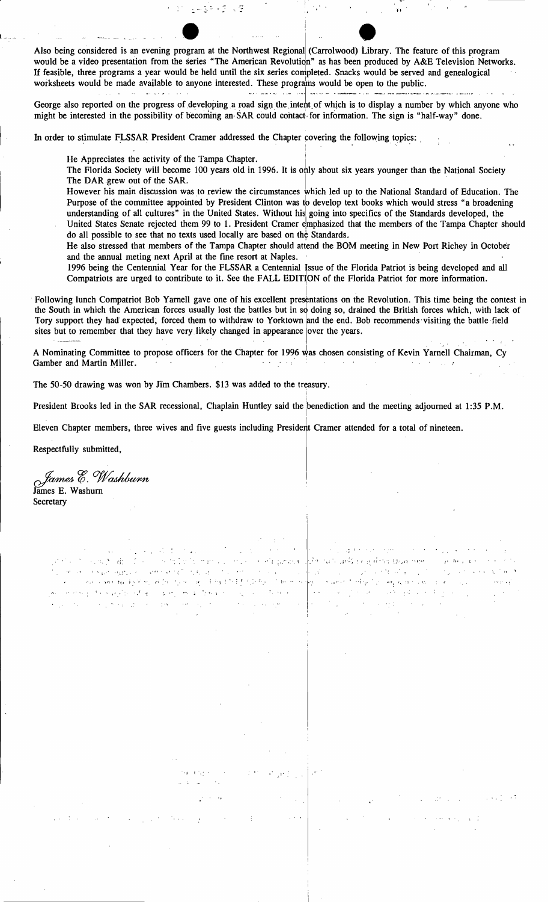Also being considered is an evening program at the Northwest Regional (Carrolwood) Library. The feature of this program would be a video presentation from the series "The American Revolution" as has been produced by A&E Television Networks. If feasible, three programs a year would be held until the six series completed. Snacks would be served and genealogical worksheets would be made available to anyone interested. These programs would be open to the public.

George also reported on the progress of developing a road sign the intent of which is to display a number by which anyone who might be interested in the possibility of becoming an SAR could contact for information. The sign is "half-way" done.

In order to stimulate FLSSAR President Cramer addressed the Chapter covering the following topics:

He Appreciates the activity of the Tampa Chapter.
The Florida Society will become 100 years old in 1996. It is only about six years younger than the National Society
The DAR grew out of the SAR.
However his main discussion was to review the circumstances which led up to the National Standard of Education. The Purpose of the committee appointed by President Clinton was to develop text books which would stress "a broadening understanding of all cultures" in the United States. Without his going into specifics of the Standards developed, the United States Senate rejected them 99 to 1. President Cramer emphasized that the members of the Tampa Chapter should do all possible to see that no texts used locally are based on the Standards.
He also stressed that members of the Tampa Chapter should attend the BOM meeting in New Port Richey in October and the annual meting next April at the fine resort at Naples.
1996 being the Centennial Year for the FLSSAR a Centennial Issue of the Florida Patriot is being developed and all Compatriots are urged to contribute to it. See the FALL EDITION of the Florida Patriot for more information.

Following lunch Compatriot Bob Yarnell gave one of his excellent presentations on the Revolution. This time being the contest in the South in which the American forces usually lost the battles but in so doing so, drained the British forces which, with lack of Tory support they had expected, forced them to withdraw to Yorktown and the end. Bob recommends visiting the battle field sites but to remember that they have very likely changed in appearance over the years.

A Nominating Committee to propose officers for the Chapter for 1996 was chosen consisting of Kevin Yarnell Chairman, Cy Gamber and Martin Miller.

The 50-50 drawing was won by Jim Chambers. $13 was added to the treasury.

President Brooks led in the SAR recessional, Chaplain Huntley said the benediction and the meeting adjourned at 1:35 P.M.

Eleven Chapter members, three wives and five guests including President Cramer attended for a total of nineteen.

Respectfully submitted,

*James E. Washburn*
James E. Washurn
Secretary